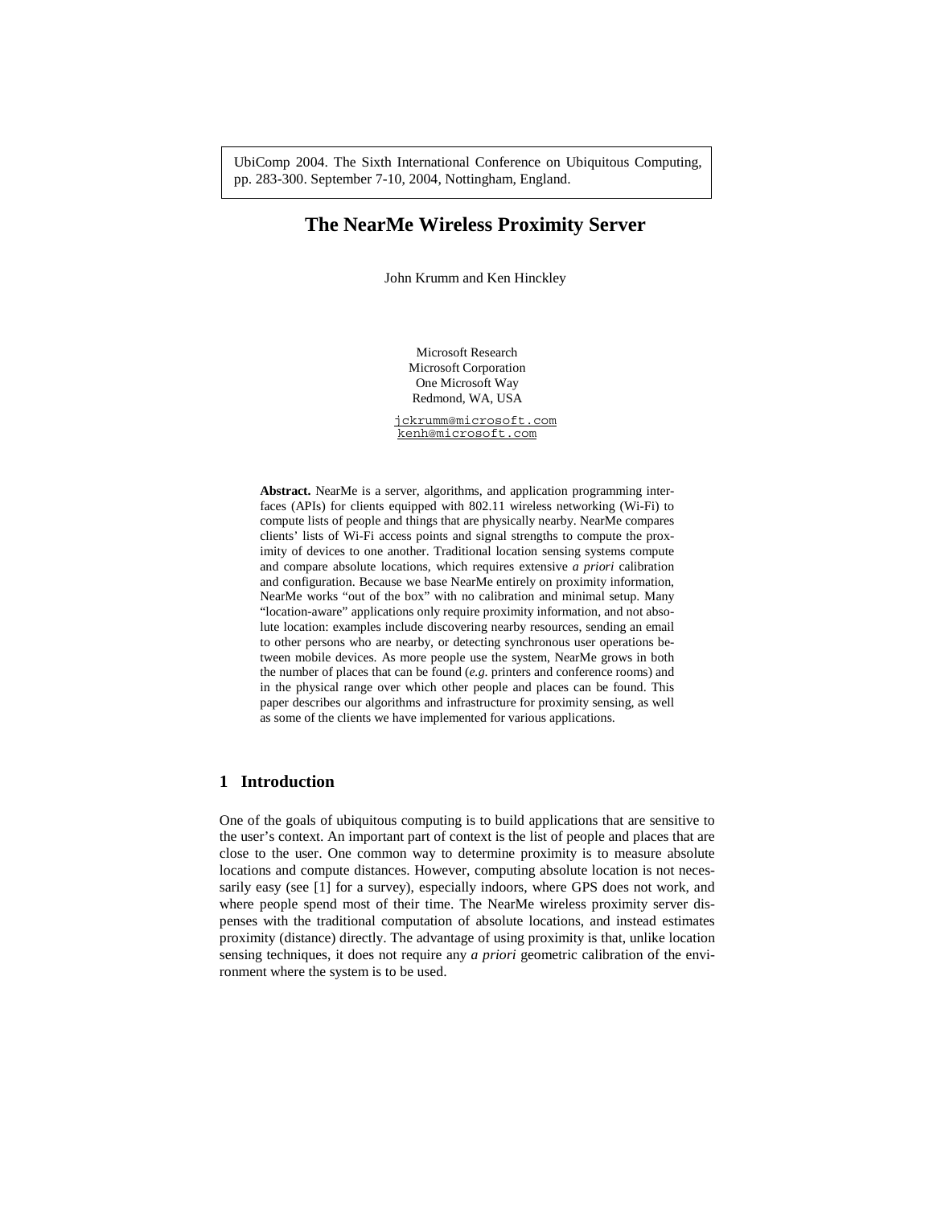UbiComp 2004. The Sixth International Conference on Ubiquitous Computing, pp. 283-300. September 7-10, 2004, Nottingham, England.

# The NearMe Wireless Proximity Server

John Krumm and Ken Hinckley

Microsoft Research
Microsoft Corporation
One Microsoft Way
Redmond, WA, USA

jckrumm@microsoft.com
kenh@microsoft.com

**Abstract.** NearMe is a server, algorithms, and application programming interfaces (APIs) for clients equipped with 802.11 wireless networking (Wi-Fi) to compute lists of people and things that are physically nearby. NearMe compares clients' lists of Wi-Fi access points and signal strengths to compute the proximity of devices to one another. Traditional location sensing systems compute and compare absolute locations, which requires extensive *a priori* calibration and configuration. Because we base NearMe entirely on proximity information, NearMe works "out of the box" with no calibration and minimal setup. Many "location-aware" applications only require proximity information, and not absolute location: examples include discovering nearby resources, sending an email to other persons who are nearby, or detecting synchronous user operations between mobile devices. As more people use the system, NearMe grows in both the number of places that can be found (*e.g.* printers and conference rooms) and in the physical range over which other people and places can be found. This paper describes our algorithms and infrastructure for proximity sensing, as well as some of the clients we have implemented for various applications.

## 1 Introduction

One of the goals of ubiquitous computing is to build applications that are sensitive to the user's context. An important part of context is the list of people and places that are close to the user. One common way to determine proximity is to measure absolute locations and compute distances. However, computing absolute location is not necessarily easy (see [1] for a survey), especially indoors, where GPS does not work, and where people spend most of their time. The NearMe wireless proximity server dispenses with the traditional computation of absolute locations, and instead estimates proximity (distance) directly. The advantage of using proximity is that, unlike location sensing techniques, it does not require any *a priori* geometric calibration of the environment where the system is to be used.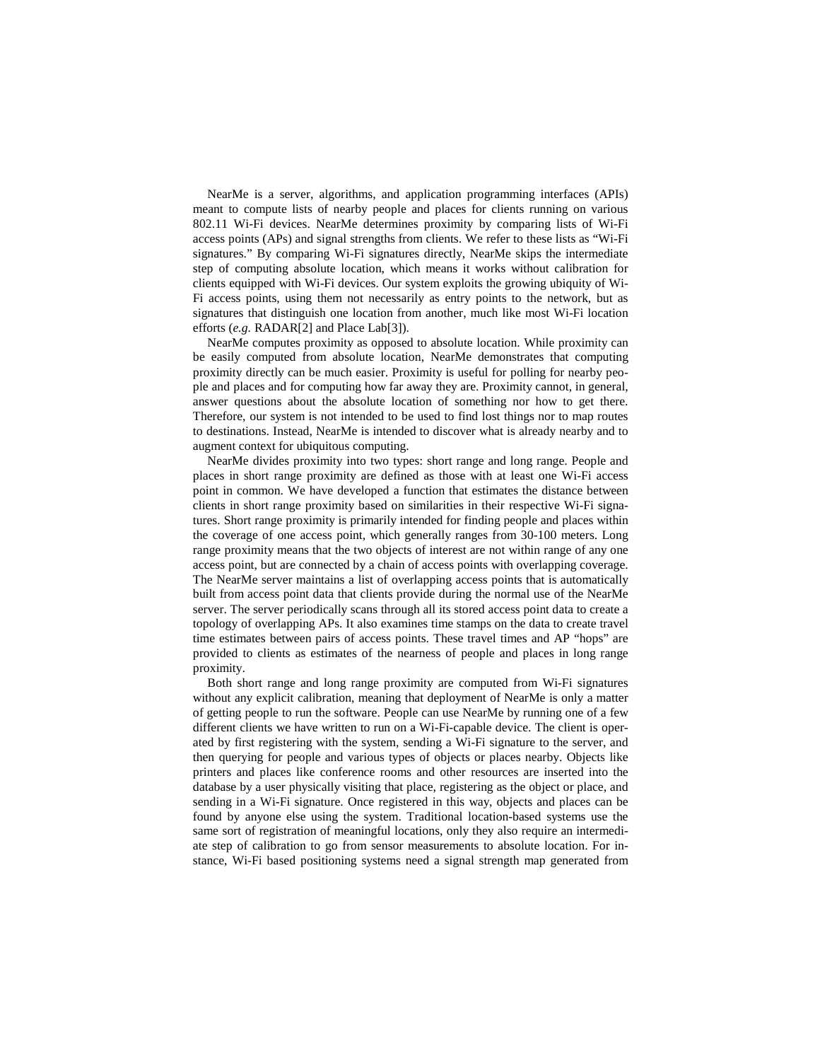NearMe is a server, algorithms, and application programming interfaces (APIs) meant to compute lists of nearby people and places for clients running on various 802.11 Wi-Fi devices. NearMe determines proximity by comparing lists of Wi-Fi access points (APs) and signal strengths from clients. We refer to these lists as "Wi-Fi signatures." By comparing Wi-Fi signatures directly, NearMe skips the intermediate step of computing absolute location, which means it works without calibration for clients equipped with Wi-Fi devices. Our system exploits the growing ubiquity of Wi-Fi access points, using them not necessarily as entry points to the network, but as signatures that distinguish one location from another, much like most Wi-Fi location efforts (*e.g.* RADAR[2] and Place Lab[3]).

NearMe computes proximity as opposed to absolute location. While proximity can be easily computed from absolute location, NearMe demonstrates that computing proximity directly can be much easier. Proximity is useful for polling for nearby people and places and for computing how far away they are. Proximity cannot, in general, answer questions about the absolute location of something nor how to get there. Therefore, our system is not intended to be used to find lost things nor to map routes to destinations. Instead, NearMe is intended to discover what is already nearby and to augment context for ubiquitous computing.

NearMe divides proximity into two types: short range and long range. People and places in short range proximity are defined as those with at least one Wi-Fi access point in common. We have developed a function that estimates the distance between clients in short range proximity based on similarities in their respective Wi-Fi signatures. Short range proximity is primarily intended for finding people and places within the coverage of one access point, which generally ranges from 30-100 meters. Long range proximity means that the two objects of interest are not within range of any one access point, but are connected by a chain of access points with overlapping coverage. The NearMe server maintains a list of overlapping access points that is automatically built from access point data that clients provide during the normal use of the NearMe server. The server periodically scans through all its stored access point data to create a topology of overlapping APs. It also examines time stamps on the data to create travel time estimates between pairs of access points. These travel times and AP "hops" are provided to clients as estimates of the nearness of people and places in long range proximity.

Both short range and long range proximity are computed from Wi-Fi signatures without any explicit calibration, meaning that deployment of NearMe is only a matter of getting people to run the software. People can use NearMe by running one of a few different clients we have written to run on a Wi-Fi-capable device. The client is operated by first registering with the system, sending a Wi-Fi signature to the server, and then querying for people and various types of objects or places nearby. Objects like printers and places like conference rooms and other resources are inserted into the database by a user physically visiting that place, registering as the object or place, and sending in a Wi-Fi signature. Once registered in this way, objects and places can be found by anyone else using the system. Traditional location-based systems use the same sort of registration of meaningful locations, only they also require an intermediate step of calibration to go from sensor measurements to absolute location. For instance, Wi-Fi based positioning systems need a signal strength map generated from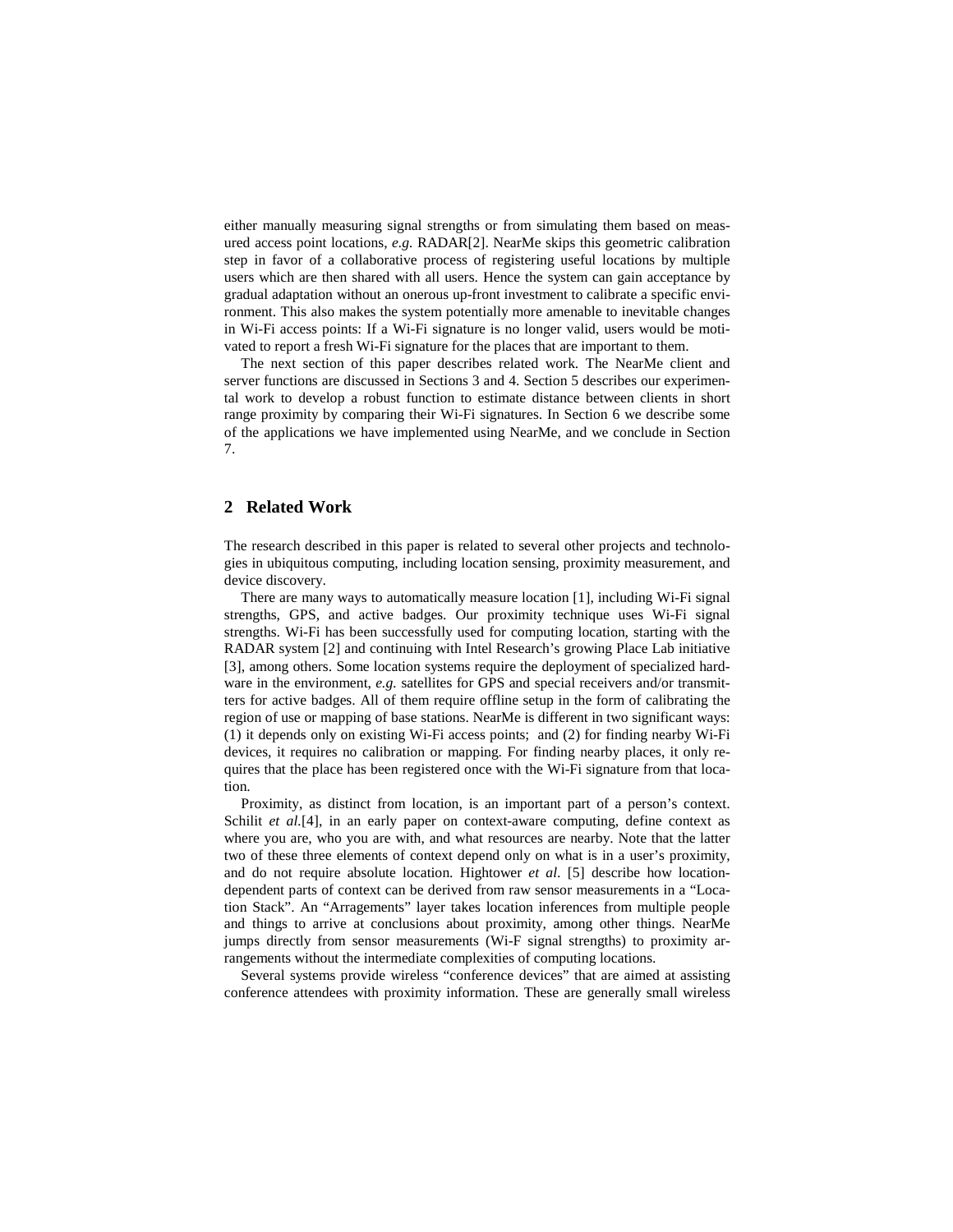either manually measuring signal strengths or from simulating them based on measured access point locations, *e.g.* RADAR[2]. NearMe skips this geometric calibration step in favor of a collaborative process of registering useful locations by multiple users which are then shared with all users. Hence the system can gain acceptance by gradual adaptation without an onerous up-front investment to calibrate a specific environment. This also makes the system potentially more amenable to inevitable changes in Wi-Fi access points: If a Wi-Fi signature is no longer valid, users would be motivated to report a fresh Wi-Fi signature for the places that are important to them.

The next section of this paper describes related work. The NearMe client and server functions are discussed in Sections 3 and 4. Section 5 describes our experimental work to develop a robust function to estimate distance between clients in short range proximity by comparing their Wi-Fi signatures. In Section 6 we describe some of the applications we have implemented using NearMe, and we conclude in Section 7.

## 2 Related Work

The research described in this paper is related to several other projects and technologies in ubiquitous computing, including location sensing, proximity measurement, and device discovery.

There are many ways to automatically measure location [1], including Wi-Fi signal strengths, GPS, and active badges. Our proximity technique uses Wi-Fi signal strengths. Wi-Fi has been successfully used for computing location, starting with the RADAR system [2] and continuing with Intel Research's growing Place Lab initiative [3], among others. Some location systems require the deployment of specialized hardware in the environment, *e.g.* satellites for GPS and special receivers and/or transmitters for active badges. All of them require offline setup in the form of calibrating the region of use or mapping of base stations. NearMe is different in two significant ways: (1) it depends only on existing Wi-Fi access points; and (2) for finding nearby Wi-Fi devices, it requires no calibration or mapping. For finding nearby places, it only requires that the place has been registered once with the Wi-Fi signature from that location.

Proximity, as distinct from location, is an important part of a person's context. Schilit *et al.*[4], in an early paper on context-aware computing, define context as where you are, who you are with, and what resources are nearby. Note that the latter two of these three elements of context depend only on what is in a user's proximity, and do not require absolute location. Hightower *et al.* [5] describe how location-dependent parts of context can be derived from raw sensor measurements in a "Location Stack". An "Arragements" layer takes location inferences from multiple people and things to arrive at conclusions about proximity, among other things. NearMe jumps directly from sensor measurements (Wi-F signal strengths) to proximity arrangements without the intermediate complexities of computing locations.

Several systems provide wireless "conference devices" that are aimed at assisting conference attendees with proximity information. These are generally small wireless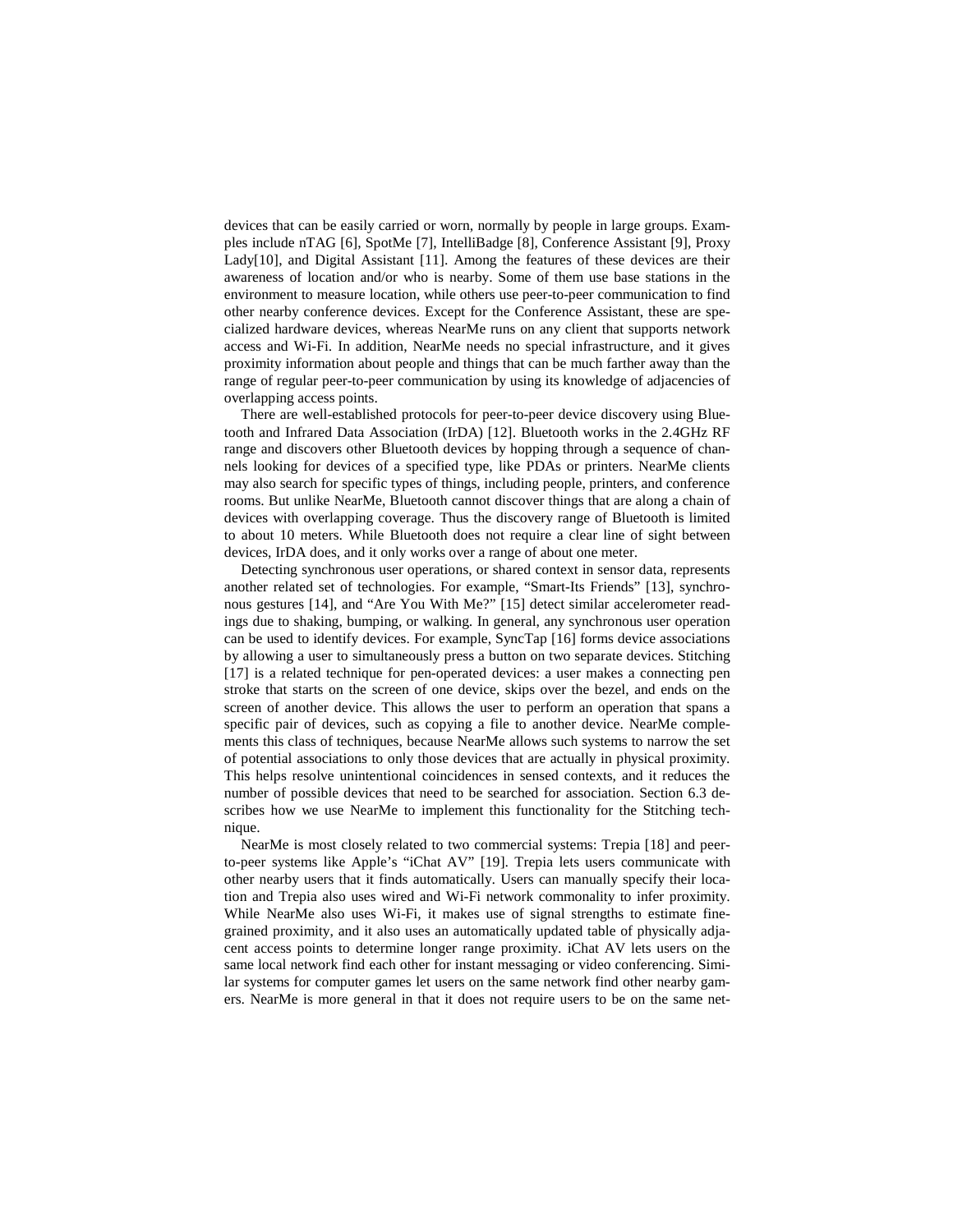devices that can be easily carried or worn, normally by people in large groups. Examples include nTAG [6], SpotMe [7], IntelliBadge [8], Conference Assistant [9], Proxy Lady[10], and Digital Assistant [11]. Among the features of these devices are their awareness of location and/or who is nearby. Some of them use base stations in the environment to measure location, while others use peer-to-peer communication to find other nearby conference devices. Except for the Conference Assistant, these are specialized hardware devices, whereas NearMe runs on any client that supports network access and Wi-Fi. In addition, NearMe needs no special infrastructure, and it gives proximity information about people and things that can be much farther away than the range of regular peer-to-peer communication by using its knowledge of adjacencies of overlapping access points.

There are well-established protocols for peer-to-peer device discovery using Bluetooth and Infrared Data Association (IrDA) [12]. Bluetooth works in the 2.4GHz RF range and discovers other Bluetooth devices by hopping through a sequence of channels looking for devices of a specified type, like PDAs or printers. NearMe clients may also search for specific types of things, including people, printers, and conference rooms. But unlike NearMe, Bluetooth cannot discover things that are along a chain of devices with overlapping coverage. Thus the discovery range of Bluetooth is limited to about 10 meters. While Bluetooth does not require a clear line of sight between devices, IrDA does, and it only works over a range of about one meter.

Detecting synchronous user operations, or shared context in sensor data, represents another related set of technologies. For example, "Smart-Its Friends" [13], synchronous gestures [14], and "Are You With Me?" [15] detect similar accelerometer readings due to shaking, bumping, or walking. In general, any synchronous user operation can be used to identify devices. For example, SyncTap [16] forms device associations by allowing a user to simultaneously press a button on two separate devices. Stitching [17] is a related technique for pen-operated devices: a user makes a connecting pen stroke that starts on the screen of one device, skips over the bezel, and ends on the screen of another device. This allows the user to perform an operation that spans a specific pair of devices, such as copying a file to another device. NearMe complements this class of techniques, because NearMe allows such systems to narrow the set of potential associations to only those devices that are actually in physical proximity. This helps resolve unintentional coincidences in sensed contexts, and it reduces the number of possible devices that need to be searched for association. Section 6.3 describes how we use NearMe to implement this functionality for the Stitching technique.

NearMe is most closely related to two commercial systems: Trepia [18] and peer-to-peer systems like Apple's "iChat AV" [19]. Trepia lets users communicate with other nearby users that it finds automatically. Users can manually specify their location and Trepia also uses wired and Wi-Fi network commonality to infer proximity. While NearMe also uses Wi-Fi, it makes use of signal strengths to estimate fine-grained proximity, and it also uses an automatically updated table of physically adjacent access points to determine longer range proximity. iChat AV lets users on the same local network find each other for instant messaging or video conferencing. Similar systems for computer games let users on the same network find other nearby gamers. NearMe is more general in that it does not require users to be on the same net-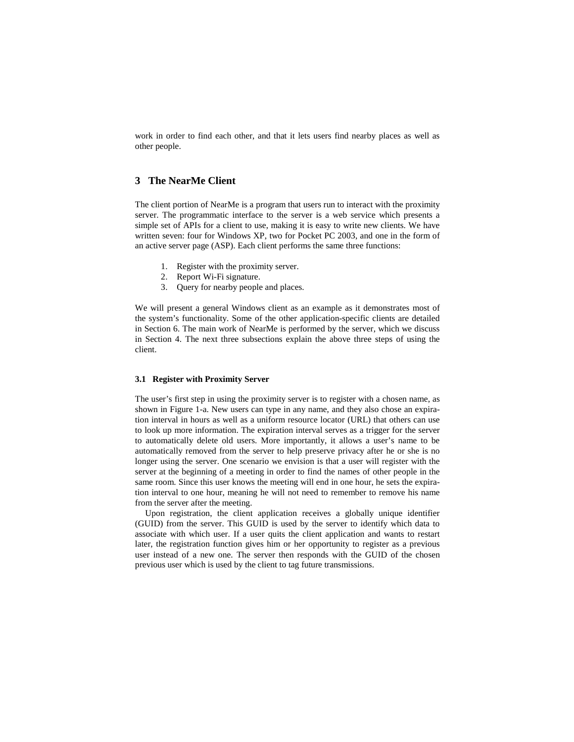work in order to find each other, and that it lets users find nearby places as well as other people.

## 3 The NearMe Client

The client portion of NearMe is a program that users run to interact with the proximity server. The programmatic interface to the server is a web service which presents a simple set of APIs for a client to use, making it is easy to write new clients. We have written seven: four for Windows XP, two for Pocket PC 2003, and one in the form of an active server page (ASP). Each client performs the same three functions:

1. Register with the proximity server.
2. Report Wi-Fi signature.
3. Query for nearby people and places.

We will present a general Windows client as an example as it demonstrates most of the system's functionality. Some of the other application-specific clients are detailed in Section 6. The main work of NearMe is performed by the server, which we discuss in Section 4. The next three subsections explain the above three steps of using the client.

### 3.1 Register with Proximity Server

The user's first step in using the proximity server is to register with a chosen name, as shown in Figure 1-a. New users can type in any name, and they also chose an expiration interval in hours as well as a uniform resource locator (URL) that others can use to look up more information. The expiration interval serves as a trigger for the server to automatically delete old users. More importantly, it allows a user's name to be automatically removed from the server to help preserve privacy after he or she is no longer using the server. One scenario we envision is that a user will register with the server at the beginning of a meeting in order to find the names of other people in the same room. Since this user knows the meeting will end in one hour, he sets the expiration interval to one hour, meaning he will not need to remember to remove his name from the server after the meeting.

Upon registration, the client application receives a globally unique identifier (GUID) from the server. This GUID is used by the server to identify which data to associate with which user. If a user quits the client application and wants to restart later, the registration function gives him or her opportunity to register as a previous user instead of a new one. The server then responds with the GUID of the chosen previous user which is used by the client to tag future transmissions.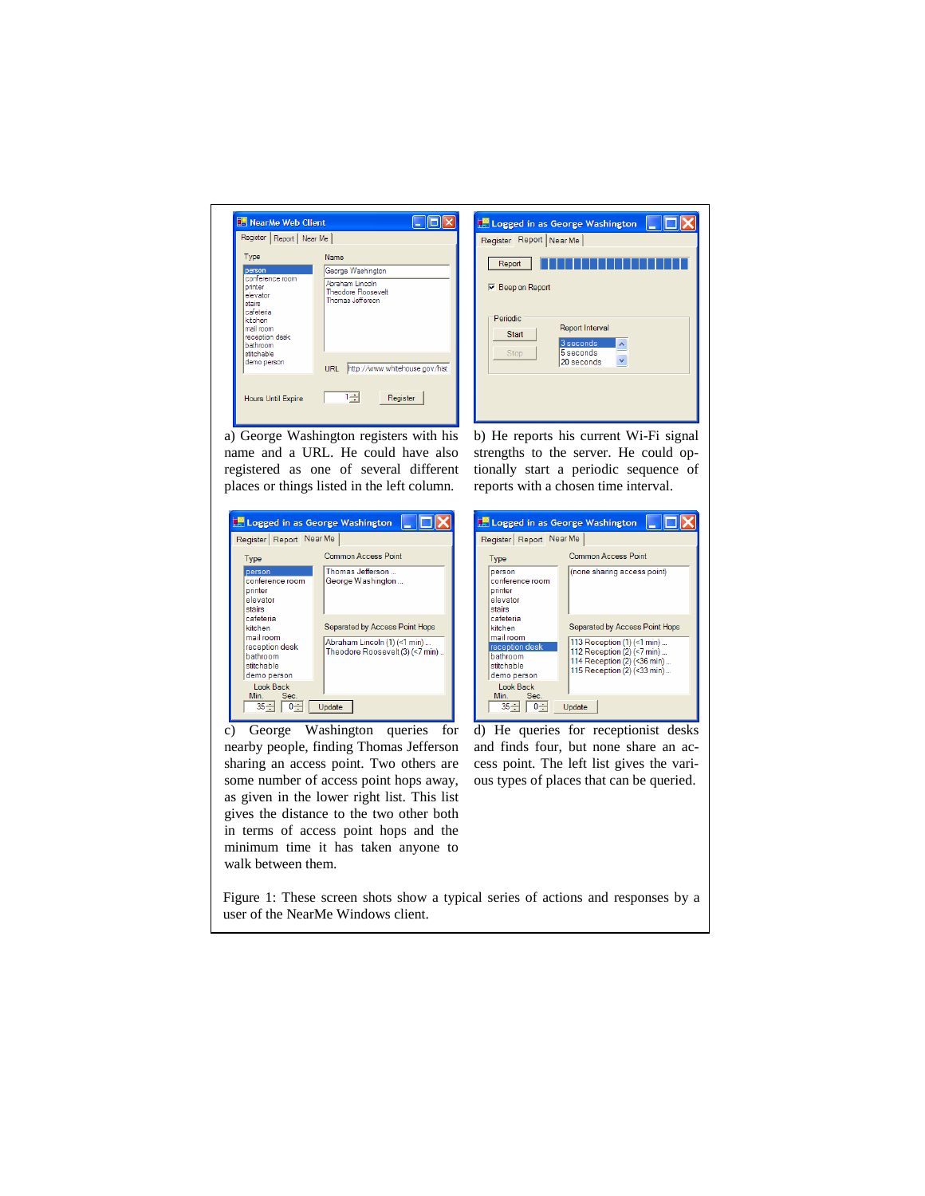a) George Washington registers with his name and a URL. He could also registered as one of several different places or things listed in the left column.

b) He reports his current Wi-Fi signal strengths to the server. He could optionally start a periodic sequence of reports with a chosen time interval.

c) George Washington queries for nearby people, finding Thomas Jefferson sharing an access point. Two others are some number of access point hops away, as given in the lower right list. This list gives the distance to the two other both in terms of access point hops and the minimum time it has taken anyone to walk between them.

d) He queries for receptionist desks and finds four, but none share an access point. The left list gives the various types of places that can be queried.

Figure 1: These screen shots show a typical series of actions and responses by a user of the NearMe Windows client.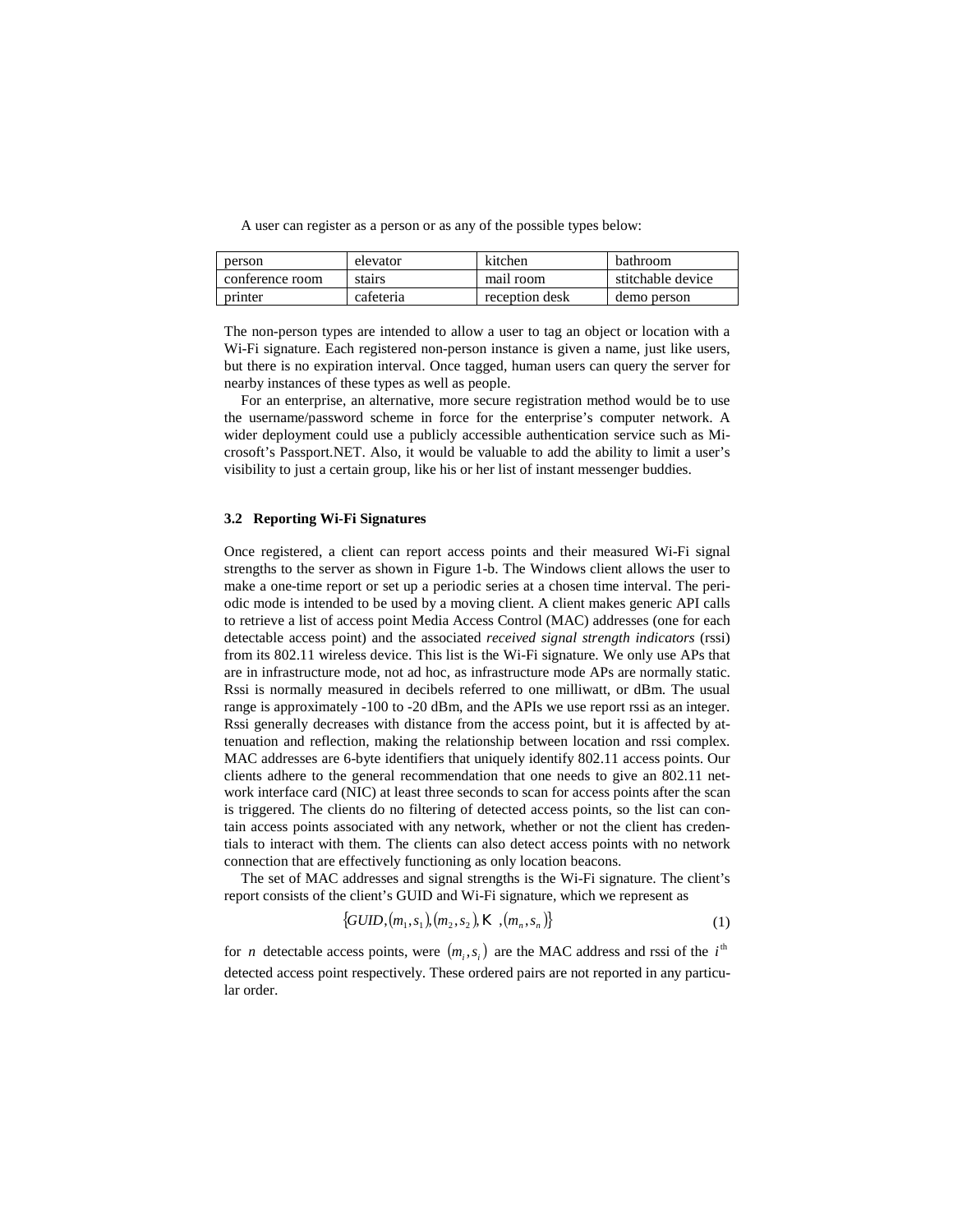A user can register as a person or as any of the possible types below:

| person | elevator | kitchen | bathroom |
|---|---|---|---|
| conference room | stairs | mail room | stitchable device |
| printer | cafeteria | reception desk | demo person |

The non-person types are intended to allow a user to tag an object or location with a Wi-Fi signature. Each registered non-person instance is given a name, just like users, but there is no expiration interval. Once tagged, human users can query the server for nearby instances of these types as well as people.

For an enterprise, an alternative, more secure registration method would be to use the username/password scheme in force for the enterprise's computer network. A wider deployment could use a publicly accessible authentication service such as Microsoft's Passport.NET. Also, it would be valuable to add the ability to limit a user's visibility to just a certain group, like his or her list of instant messenger buddies.

### 3.2 Reporting Wi-Fi Signatures

Once registered, a client can report access points and their measured Wi-Fi signal strengths to the server as shown in Figure 1-b. The Windows client allows the user to make a one-time report or set up a periodic series at a chosen time interval. The periodic mode is intended to be used by a moving client. A client makes generic API calls to retrieve a list of access point Media Access Control (MAC) addresses (one for each detectable access point) and the associated *received signal strength indicators* (rssi) from its 802.11 wireless device. This list is the Wi-Fi signature. We only use APs that are in infrastructure mode, not ad hoc, as infrastructure mode APs are normally static. Rssi is normally measured in decibels referred to one milliwatt, or dBm. The usual range is approximately -100 to -20 dBm, and the APIs we use report rssi as an integer. Rssi generally decreases with distance from the access point, but it is affected by attenuation and reflection, making the relationship between location and rssi complex. MAC addresses are 6-byte identifiers that uniquely identify 802.11 access points. Our clients adhere to the general recommendation that one needs to give an 802.11 network interface card (NIC) at least three seconds to scan for access points after the scan is triggered. The clients do no filtering of detected access points, so the list can contain access points associated with any network, whether or not the client has credentials to interact with them. The clients can also detect access points with no network connection that are effectively functioning as only location beacons.

The set of MAC addresses and signal strengths is the Wi-Fi signature. The client's report consists of the client's GUID and Wi-Fi signature, which we represent as

$$\{GUID, (m_1, s_1), (m_2, s_2), \ldots, (m_n, s_n)\} \tag{1}$$

for $n$ detectable access points, were $(m_i, s_i)$ are the MAC address and rssi of the $i^{\text{th}}$ detected access point respectively. These ordered pairs are not reported in any particular order.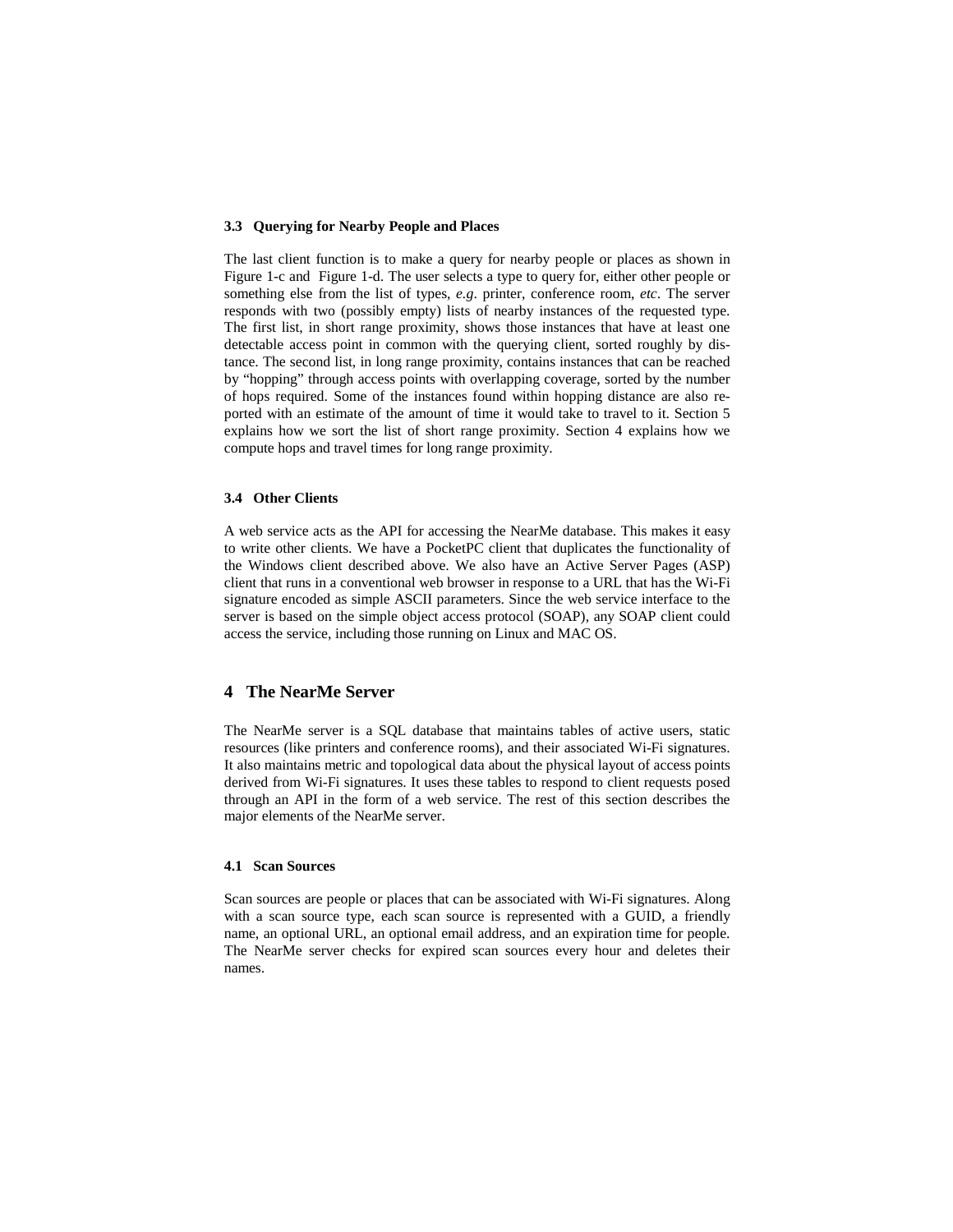### 3.3 Querying for Nearby People and Places

The last client function is to make a query for nearby people or places as shown in Figure 1-c and Figure 1-d. The user selects a type to query for, either other people or something else from the list of types, *e.g*. printer, conference room, *etc*. The server responds with two (possibly empty) lists of nearby instances of the requested type. The first list, in short range proximity, shows those instances that have at least one detectable access point in common with the querying client, sorted roughly by distance. The second list, in long range proximity, contains instances that can be reached by "hopping" through access points with overlapping coverage, sorted by the number of hops required. Some of the instances found within hopping distance are also reported with an estimate of the amount of time it would take to travel to it. Section 5 explains how we sort the list of short range proximity. Section 4 explains how we compute hops and travel times for long range proximity.

### 3.4 Other Clients

A web service acts as the API for accessing the NearMe database. This makes it easy to write other clients. We have a PocketPC client that duplicates the functionality of the Windows client described above. We also have an Active Server Pages (ASP) client that runs in a conventional web browser in response to a URL that has the Wi-Fi signature encoded as simple ASCII parameters. Since the web service interface to the server is based on the simple object access protocol (SOAP), any SOAP client could access the service, including those running on Linux and MAC OS.

## 4 The NearMe Server

The NearMe server is a SQL database that maintains tables of active users, static resources (like printers and conference rooms), and their associated Wi-Fi signatures. It also maintains metric and topological data about the physical layout of access points derived from Wi-Fi signatures. It uses these tables to respond to client requests posed through an API in the form of a web service. The rest of this section describes the major elements of the NearMe server.

### 4.1 Scan Sources

Scan sources are people or places that can be associated with Wi-Fi signatures. Along with a scan source type, each scan source is represented with a GUID, a friendly name, an optional URL, an optional email address, and an expiration time for people. The NearMe server checks for expired scan sources every hour and deletes their names.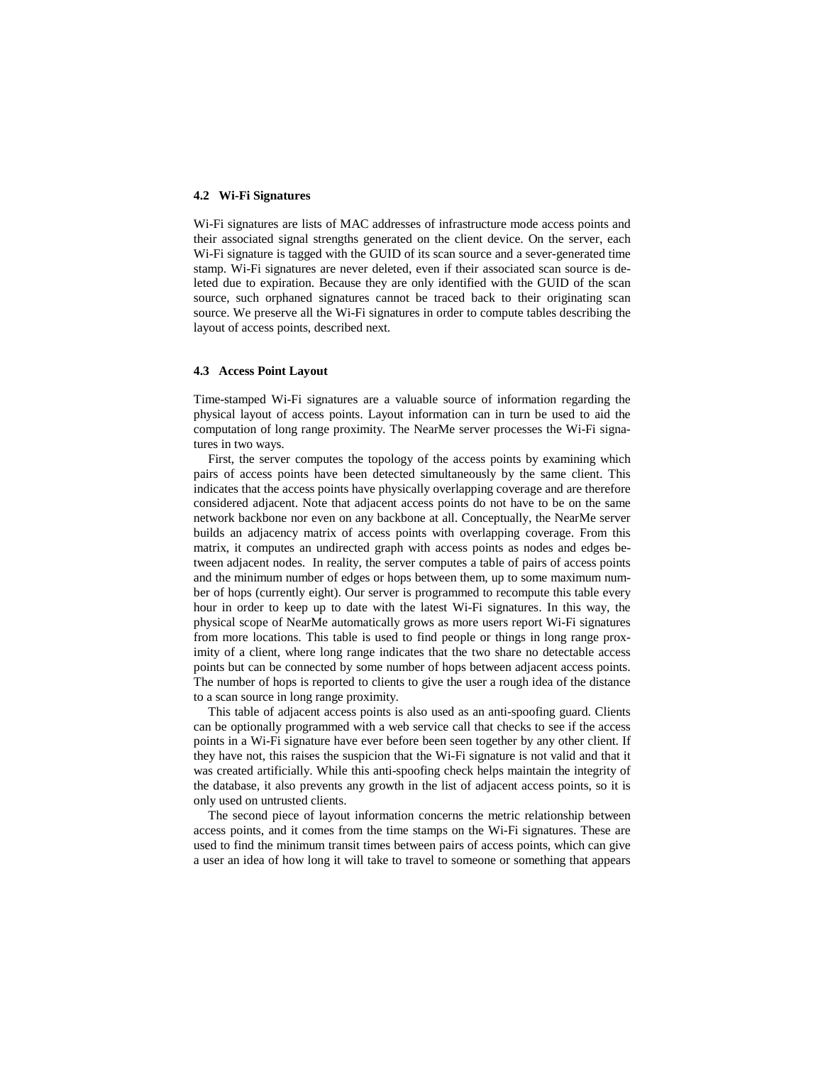### 4.2 Wi-Fi Signatures

Wi-Fi signatures are lists of MAC addresses of infrastructure mode access points and their associated signal strengths generated on the client device. On the server, each Wi-Fi signature is tagged with the GUID of its scan source and a sever-generated time stamp. Wi-Fi signatures are never deleted, even if their associated scan source is deleted due to expiration. Because they are only identified with the GUID of the scan source, such orphaned signatures cannot be traced back to their originating scan source. We preserve all the Wi-Fi signatures in order to compute tables describing the layout of access points, described next.

### 4.3 Access Point Layout

Time-stamped Wi-Fi signatures are a valuable source of information regarding the physical layout of access points. Layout information can in turn be used to aid the computation of long range proximity. The NearMe server processes the Wi-Fi signatures in two ways.

First, the server computes the topology of the access points by examining which pairs of access points have been detected simultaneously by the same client. This indicates that the access points have physically overlapping coverage and are therefore considered adjacent. Note that adjacent access points do not have to be on the same network backbone nor even on any backbone at all. Conceptually, the NearMe server builds an adjacency matrix of access points with overlapping coverage. From this matrix, it computes an undirected graph with access points as nodes and edges between adjacent nodes. In reality, the server computes a table of pairs of access points and the minimum number of edges or hops between them, up to some maximum number of hops (currently eight). Our server is programmed to recompute this table every hour in order to keep up to date with the latest Wi-Fi signatures. In this way, the physical scope of NearMe automatically grows as more users report Wi-Fi signatures from more locations. This table is used to find people or things in long range proximity of a client, where long range indicates that the two share no detectable access points but can be connected by some number of hops between adjacent access points. The number of hops is reported to clients to give the user a rough idea of the distance to a scan source in long range proximity.

This table of adjacent access points is also used as an anti-spoofing guard. Clients can be optionally programmed with a web service call that checks to see if the access points in a Wi-Fi signature have ever before been seen together by any other client. If they have not, this raises the suspicion that the Wi-Fi signature is not valid and that it was created artificially. While this anti-spoofing check helps maintain the integrity of the database, it also prevents any growth in the list of adjacent access points, so it is only used on untrusted clients.

The second piece of layout information concerns the metric relationship between access points, and it comes from the time stamps on the Wi-Fi signatures. These are used to find the minimum transit times between pairs of access points, which can give a user an idea of how long it will take to travel to someone or something that appears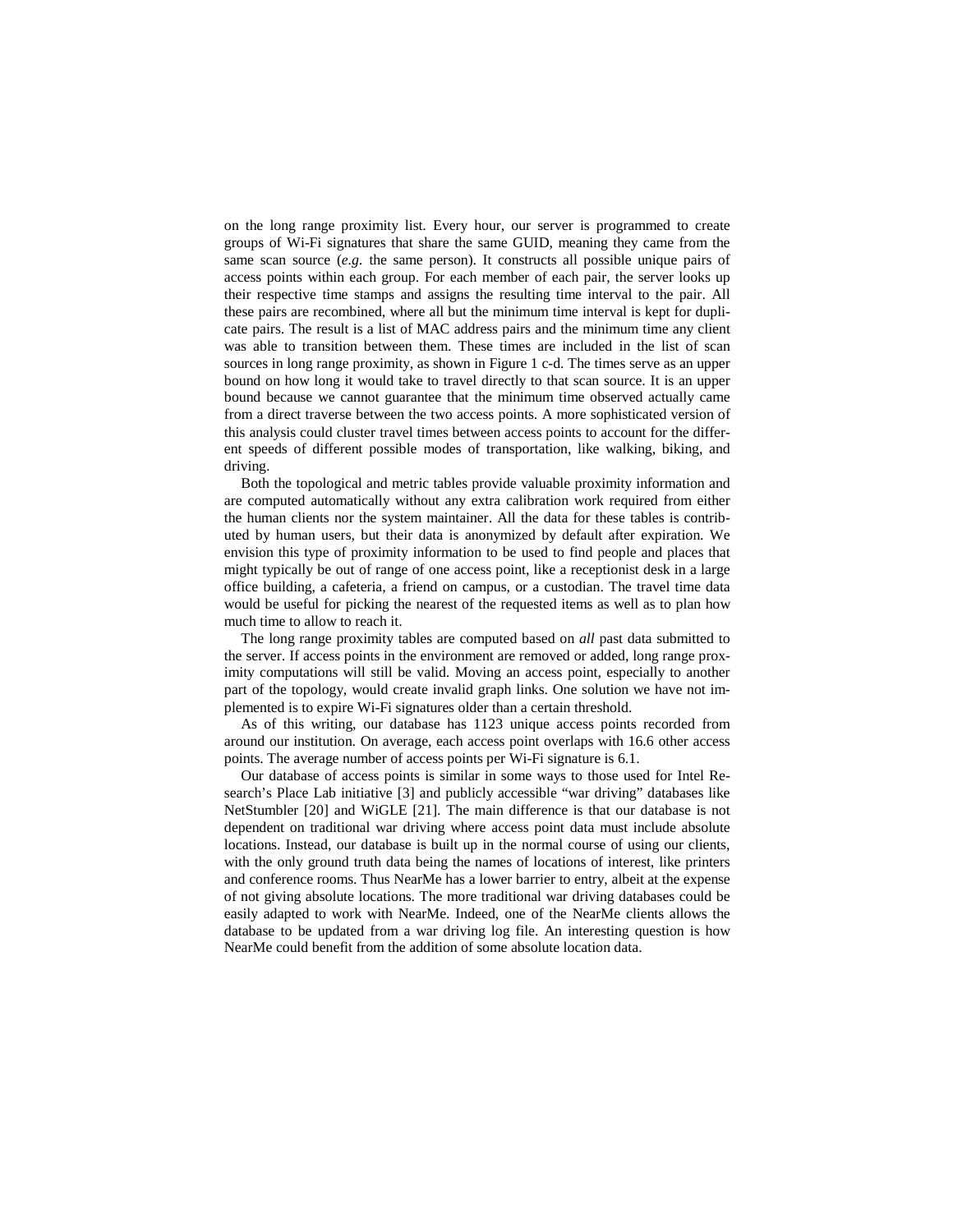on the long range proximity list. Every hour, our server is programmed to create groups of Wi-Fi signatures that share the same GUID, meaning they came from the same scan source (*e.g.* the same person). It constructs all possible unique pairs of access points within each group. For each member of each pair, the server looks up their respective time stamps and assigns the resulting time interval to the pair. All these pairs are recombined, where all but the minimum time interval is kept for duplicate pairs. The result is a list of MAC address pairs and the minimum time any client was able to transition between them. These times are included in the list of scan sources in long range proximity, as shown in Figure 1 c-d. The times serve as an upper bound on how long it would take to travel directly to that scan source. It is an upper bound because we cannot guarantee that the minimum time observed actually came from a direct traverse between the two access points. A more sophisticated version of this analysis could cluster travel times between access points to account for the different speeds of different possible modes of transportation, like walking, biking, and driving.

Both the topological and metric tables provide valuable proximity information and are computed automatically without any extra calibration work required from either the human clients nor the system maintainer. All the data for these tables is contributed by human users, but their data is anonymized by default after expiration. We envision this type of proximity information to be used to find people and places that might typically be out of range of one access point, like a receptionist desk in a large office building, a cafeteria, a friend on campus, or a custodian. The travel time data would be useful for picking the nearest of the requested items as well as to plan how much time to allow to reach it.

The long range proximity tables are computed based on *all* past data submitted to the server. If access points in the environment are removed or added, long range proximity computations will still be valid. Moving an access point, especially to another part of the topology, would create invalid graph links. One solution we have not implemented is to expire Wi-Fi signatures older than a certain threshold.

As of this writing, our database has 1123 unique access points recorded from around our institution. On average, each access point overlaps with 16.6 other access points. The average number of access points per Wi-Fi signature is 6.1.

Our database of access points is similar in some ways to those used for Intel Research's Place Lab initiative [3] and publicly accessible "war driving" databases like NetStumbler [20] and WiGLE [21]. The main difference is that our database is not dependent on traditional war driving where access point data must include absolute locations. Instead, our database is built up in the normal course of using our clients, with the only ground truth data being the names of locations of interest, like printers and conference rooms. Thus NearMe has a lower barrier to entry, albeit at the expense of not giving absolute locations. The more traditional war driving databases could be easily adapted to work with NearMe. Indeed, one of the NearMe clients allows the database to be updated from a war driving log file. An interesting question is how NearMe could benefit from the addition of some absolute location data.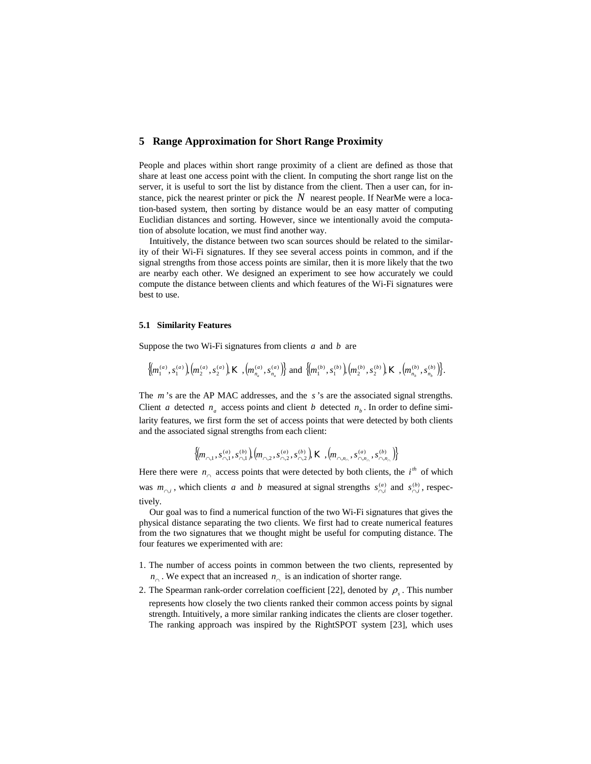## 5 Range Approximation for Short Range Proximity

People and places within short range proximity of a client are defined as those that share at least one access point with the client. In computing the short range list on the server, it is useful to sort the list by distance from the client. Then a user can, for instance, pick the nearest printer or pick the $N$ nearest people. If NearMe were a location-based system, then sorting by distance would be an easy matter of computing Euclidian distances and sorting. However, since we intentionally avoid the computation of absolute location, we must find another way.

Intuitively, the distance between two scan sources should be related to the similarity of their Wi-Fi signatures. If they see several access points in common, and if the signal strengths from those access points are similar, then it is more likely that the two are nearby each other. We designed an experiment to see how accurately we could compute the distance between clients and which features of the Wi-Fi signatures were best to use.

### 5.1 Similarity Features

Suppose the two Wi-Fi signatures from clients $a$ and $b$ are

$$\left\{\left(m_1^{(a)}, s_1^{(a)}\right), \left(m_2^{(a)}, s_2^{(a)}\right), \ldots, \left(m_{n_a}^{(a)}, s_{n_a}^{(a)}\right)\right\} \text{ and } \left\{\left(m_1^{(b)}, s_1^{(b)}\right), \left(m_2^{(b)}, s_2^{(b)}\right), \ldots, \left(m_{n_b}^{(b)}, s_{n_b}^{(b)}\right)\right\}.$$

The $m$'s are the AP MAC addresses, and the $s$'s are the associated signal strengths. Client $a$ detected $n_a$ access points and client $b$ detected $n_b$. In order to define similarity features, we first form the set of access points that were detected by both clients and the associated signal strengths from each client:

$$\left\{\left(m_{\cap,1}, s_{\cap,1}^{(a)}, s_{\cap,1}^{(b)}\right), \left(m_{\cap,2}, s_{\cap,2}^{(a)}, s_{\cap,2}^{(b)}\right), \ldots, \left(m_{\cap,n_\cap}, s_{\cap,n_\cap}^{(a)}, s_{\cap,n_\cap}^{(b)}\right)\right\}$$

Here there were $n_\cap$ access points that were detected by both clients, the $i^{th}$ of which was $m_{\cap,i}$, which clients $a$ and $b$ measured at signal strengths $s_{\cap,i}^{(a)}$ and $s_{\cap,i}^{(b)}$, respectively.

Our goal was to find a numerical function of the two Wi-Fi signatures that gives the physical distance separating the two clients. We first had to create numerical features from the two signatures that we thought might be useful for computing distance. The four features we experimented with are:

1. The number of access points in common between the two clients, represented by $n_\cap$. We expect that an increased $n_\cap$ is an indication of shorter range.
2. The Spearman rank-order correlation coefficient [22], denoted by $\rho_s$. This number represents how closely the two clients ranked their common access points by signal strength. Intuitively, a more similar ranking indicates the clients are closer together. The ranking approach was inspired by the RightSPOT system [23], which uses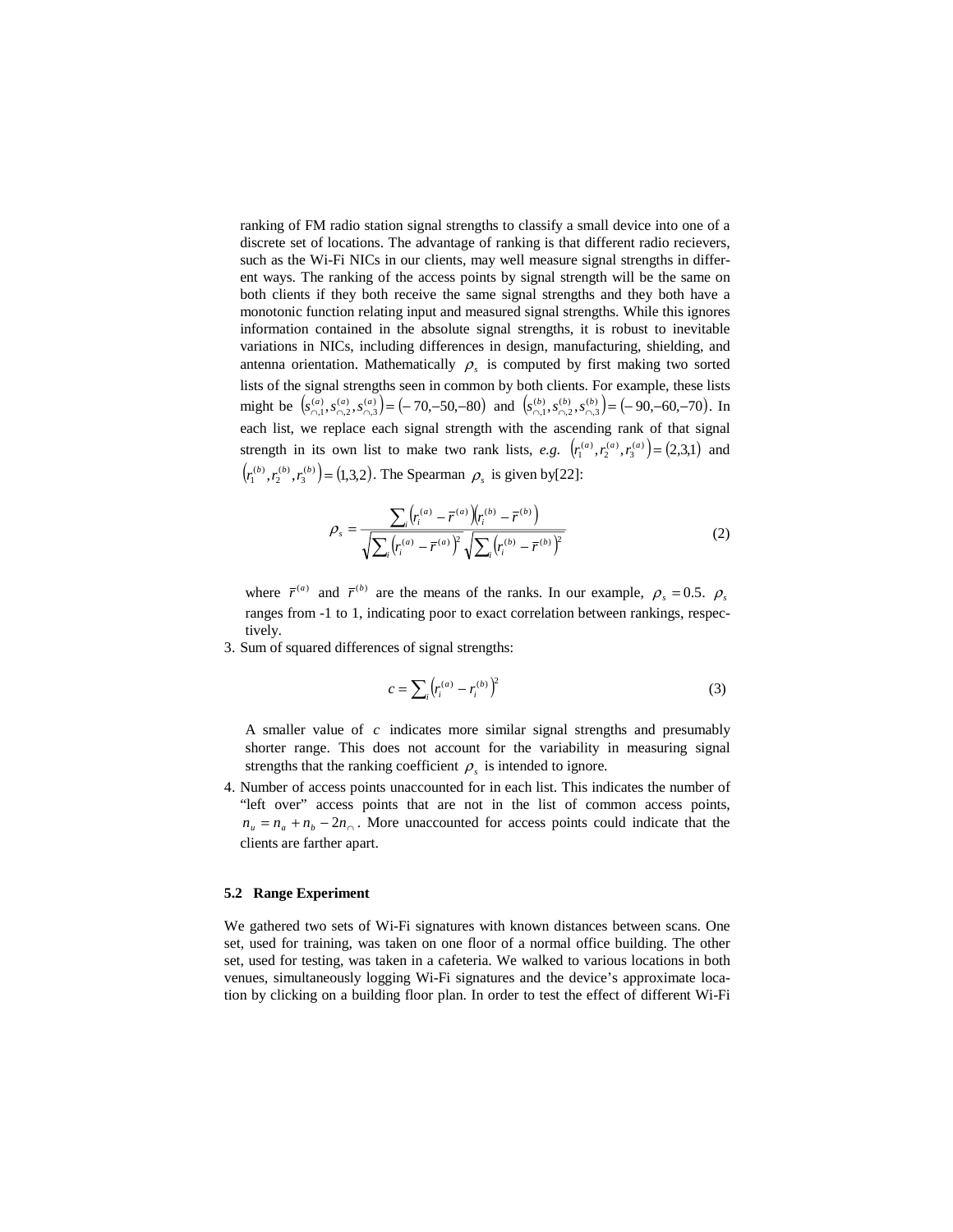ranking of FM radio station signal strengths to classify a small device into one of a discrete set of locations. The advantage of ranking is that different radio recievers, such as the Wi-Fi NICs in our clients, may well measure signal strengths in different ways. The ranking of the access points by signal strength will be the same on both clients if they both receive the same signal strengths and they both have a monotonic function relating input and measured signal strengths. While this ignores information contained in the absolute signal strengths, it is robust to inevitable variations in NICs, including differences in design, manufacturing, shielding, and antenna orientation. Mathematically $\rho_s$ is computed by first making two sorted lists of the signal strengths seen in common by both clients. For example, these lists might be $\left(s_{\cap,1}^{(a)}, s_{\cap,2}^{(a)}, s_{\cap,3}^{(a)}\right) = (-70,-50,-80)$ and $\left(s_{\cap,1}^{(b)}, s_{\cap,2}^{(b)}, s_{\cap,3}^{(b)}\right) = (-90,-60,-70)$. In each list, we replace each signal strength with the ascending rank of that signal strength in its own list to make two rank lists, *e.g.* $\left(r_1^{(a)}, r_2^{(a)}, r_3^{(a)}\right) = (2,3,1)$ and $\left(r_1^{(b)}, r_2^{(b)}, r_3^{(b)}\right) = (1,3,2)$. The Spearman $\rho_s$ is given by[22]:

$$\rho_s = \frac{\sum_i \left(r_i^{(a)} - \bar{r}^{(a)}\right)\left(r_i^{(b)} - \bar{r}^{(b)}\right)}{\sqrt{\sum_i \left(r_i^{(a)} - \bar{r}^{(a)}\right)^2} \sqrt{\sum_i \left(r_i^{(b)} - \bar{r}^{(b)}\right)^2}} \tag{2}$$

where $\bar{r}^{(a)}$ and $\bar{r}^{(b)}$ are the means of the ranks. In our example, $\rho_s = 0.5$. $\rho_s$ ranges from -1 to 1, indicating poor to exact correlation between rankings, respectively.

3. Sum of squared differences of signal strengths:

$$c = \sum_i \left(r_i^{(a)} - r_i^{(b)}\right)^2 \tag{3}$$

A smaller value of $c$ indicates more similar signal strengths and presumably shorter range. This does not account for the variability in measuring signal strengths that the ranking coefficient $\rho_s$ is intended to ignore.

4. Number of access points unaccounted for in each list. This indicates the number of "left over" access points that are not in the list of common access points, $n_u = n_a + n_b - 2n_\cap$. More unaccounted for access points could indicate that the clients are farther apart.

### 5.2 Range Experiment

We gathered two sets of Wi-Fi signatures with known distances between scans. One set, used for training, was taken on one floor of a normal office building. The other set, used for testing, was taken in a cafeteria. We walked to various locations in both venues, simultaneously logging Wi-Fi signatures and the device's approximate location by clicking on a building floor plan. In order to test the effect of different Wi-Fi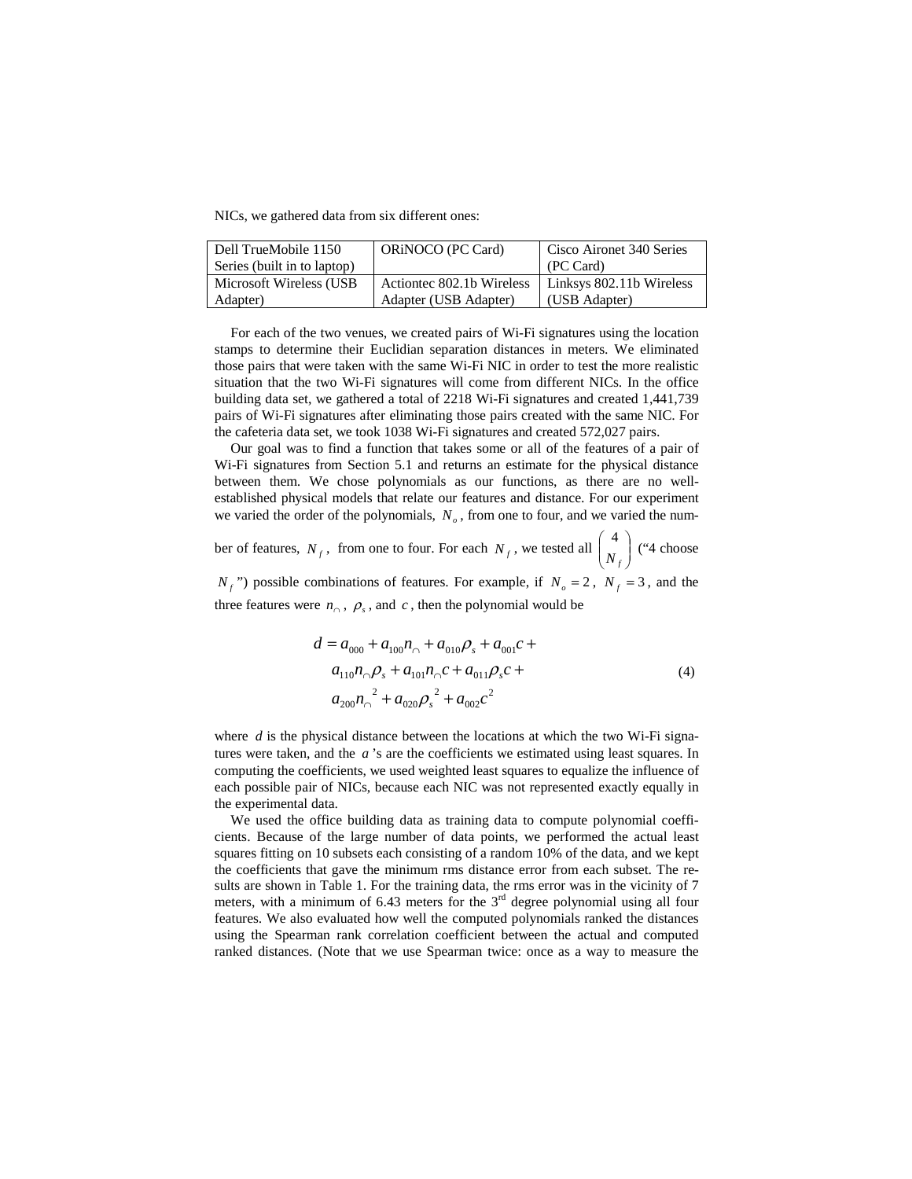NICs, we gathered data from six different ones:

| Dell TrueMobile 1150 Series (built in to laptop) | ORiNOCO (PC Card) | Cisco Aironet 340 Series (PC Card) |
|---|---|---|
| Microsoft Wireless (USB Adapter) | Actiontec 802.1b Wireless Adapter (USB Adapter) | Linksys 802.11b Wireless (USB Adapter) |

For each of the two venues, we created pairs of Wi-Fi signatures using the location stamps to determine their Euclidian separation distances in meters. We eliminated those pairs that were taken with the same Wi-Fi NIC in order to test the more realistic situation that the two Wi-Fi signatures will come from different NICs. In the office building data set, we gathered a total of 2218 Wi-Fi signatures and created 1,441,739 pairs of Wi-Fi signatures after eliminating those pairs created with the same NIC. For the cafeteria data set, we took 1038 Wi-Fi signatures and created 572,027 pairs.

Our goal was to find a function that takes some or all of the features of a pair of Wi-Fi signatures from Section 5.1 and returns an estimate for the physical distance between them. We chose polynomials as our functions, as there are no well-established physical models that relate our features and distance. For our experiment we varied the order of the polynomials, $N_o$, from one to four, and we varied the number of features, $N_f$, from one to four. For each $N_f$, we tested all $\binom{4}{N_f}$ ("4 choose $N_f$") possible combinations of features. For example, if $N_o = 2$, $N_f = 3$, and the three features were $n_\cap$, $\rho_s$, and $c$, then the polynomial would be

$$
\begin{aligned}
d = {} & a_{000} + a_{100} n_\cap + a_{010} \rho_s + a_{001} c + \\
& a_{110} n_\cap \rho_s + a_{101} n_\cap c + a_{011} \rho_s c + \\
& a_{200} n_\cap{}^2 + a_{020} \rho_s{}^2 + a_{002} c^2
\end{aligned}
\tag{4}
$$

where $d$ is the physical distance between the locations at which the two Wi-Fi signatures were taken, and the $a$'s are the coefficients we estimated using least squares. In computing the coefficients, we used weighted least squares to equalize the influence of each possible pair of NICs, because each NIC was not represented exactly equally in the experimental data.

We used the office building data as training data to compute polynomial coefficients. Because of the large number of data points, we performed the actual least squares fitting on 10 subsets each consisting of a random 10% of the data, and we kept the coefficients that gave the minimum rms distance error from each subset. The results are shown in Table 1. For the training data, the rms error was in the vicinity of 7 meters, with a minimum of 6.43 meters for the 3rd degree polynomial using all four features. We also evaluated how well the computed polynomials ranked the distances using the Spearman rank correlation coefficient between the actual and computed ranked distances. (Note that we use Spearman twice: once as a way to measure the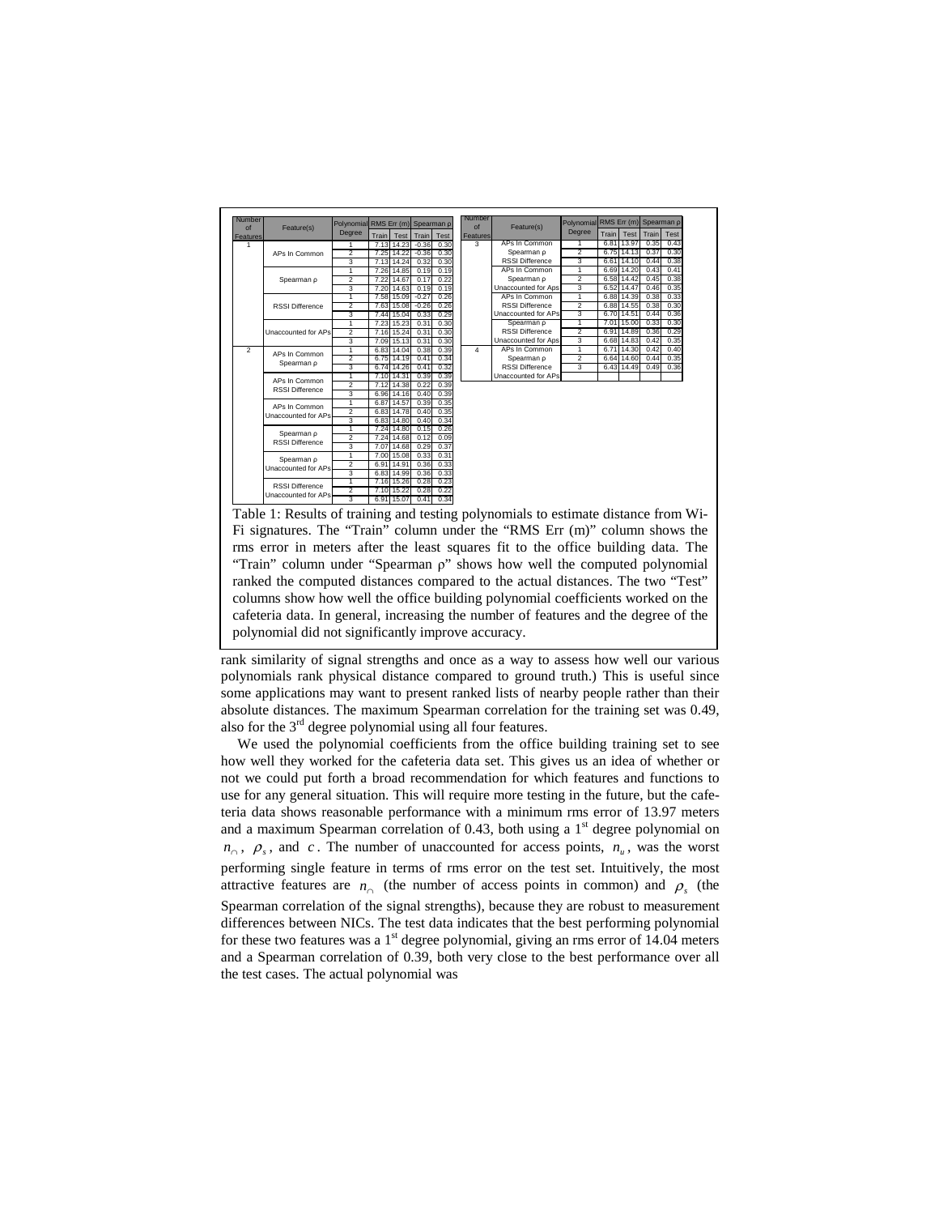| Number of Features | Feature(s) | Polynomial Degree | RMS Err (m) | | Spearman ρ | |
|---|---|---|---|---|---|---|
| | | | Train | Test | Train | Test |
| 1 | APs In Common | 1 | 7.13 | 14.23 | -0.36 | 0.30 |
| | | 2 | 7.25 | 14.22 | -0.36 | 0.30 |
| | | 3 | 7.13 | 14.24 | 0.32 | 0.30 |
| | Spearman ρ | 1 | 7.26 | 14.85 | 0.19 | 0.19 |
| | | 2 | 7.22 | 14.67 | 0.17 | 0.22 |
| | | 3 | 7.20 | 14.63 | 0.19 | 0.19 |
| | RSSI Difference | 1 | 7.58 | 15.09 | -0.27 | 0.26 |
| | | 2 | 7.63 | 15.08 | -0.26 | 0.25 |
| | | 3 | 7.44 | 15.04 | 0.33 | 0.29 |
| | Unaccounted for APs | 1 | 7.23 | 15.23 | 0.31 | 0.30 |
| | | 2 | 7.16 | 15.24 | 0.31 | 0.30 |
| | | 3 | 7.09 | 15.13 | 0.31 | 0.30 |
| 2 | APs In Common, Spearman ρ | 1 | 6.83 | 14.04 | 0.38 | 0.39 |
| | | 2 | 6.75 | 14.19 | 0.41 | 0.34 |
| | | 3 | 6.74 | 14.26 | 0.41 | 0.32 |
| | APs In Common, RSSI Difference | 1 | 7.10 | 14.31 | 0.39 | 0.39 |
| | | 2 | 7.12 | 14.38 | 0.22 | 0.39 |
| | | 3 | 6.96 | 14.16 | 0.40 | 0.39 |
| | APs In Common, Unaccounted for APs | 1 | 6.87 | 14.57 | 0.39 | 0.35 |
| | | 2 | 6.83 | 14.78 | 0.40 | 0.35 |
| | | 3 | 6.83 | 14.80 | 0.40 | 0.34 |
| | Spearman ρ, RSSI Difference | 1 | 7.24 | 14.80 | 0.15 | 0.26 |
| | | 2 | 7.24 | 14.68 | 0.12 | 0.09 |
| | | 3 | 7.07 | 14.68 | 0.29 | 0.37 |
| | Spearman ρ, Unaccounted for APs | 1 | 7.00 | 15.08 | 0.33 | 0.31 |
| | | 2 | 6.91 | 14.91 | 0.36 | 0.33 |
| | | 3 | 6.83 | 14.99 | 0.36 | 0.33 |
| | RSSI Difference, Unaccounted for APs | 1 | 7.16 | 15.26 | 0.28 | 0.23 |
| | | 2 | 7.10 | 15.22 | 0.28 | 0.22 |
| | | 3 | 6.91 | 15.07 | 0.41 | 0.34 |
| 3 | APs In Common, Spearman ρ, RSSI Difference | 1 | 6.81 | 13.97 | 0.35 | 0.43 |
| | | 2 | 6.75 | 14.13 | 0.37 | 0.30 |
| | | 3 | 6.61 | 14.10 | 0.44 | 0.38 |
| | APs In Common, Spearman ρ, Unaccounted for Aps | 1 | 6.69 | 14.20 | 0.43 | 0.41 |
| | | 2 | 6.58 | 14.42 | 0.45 | 0.38 |
| | | 3 | 6.52 | 14.47 | 0.46 | 0.35 |
| | APs In Common, RSSI Difference, Unaccounted for APs | 1 | 6.88 | 14.39 | 0.38 | 0.33 |
| | | 2 | 6.88 | 14.55 | 0.38 | 0.30 |
| | | 3 | 6.70 | 14.51 | 0.44 | 0.36 |
| | Spearman ρ, RSSI Difference, Unaccounted for Aps | 1 | 7.01 | 15.00 | 0.33 | 0.30 |
| | | 2 | 6.91 | 14.89 | 0.36 | 0.29 |
| | | 3 | 6.68 | 14.83 | 0.42 | 0.35 |
| 4 | APs In Common, Spearman ρ, RSSI Difference, Unaccounted for APs | 1 | 6.71 | 14.30 | 0.42 | 0.40 |
| | | 2 | 6.64 | 14.60 | 0.44 | 0.35 |
| | | 3 | 6.43 | 14.49 | 0.49 | 0.36 |

Table 1: Results of training and testing polynomials to estimate distance from Wi-Fi signatures. The "Train" column under the "RMS Err (m)" column shows the rms error in meters after the least squares fit to the office building data. The "Train" column under "Spearman ρ" shows how well the computed polynomial ranked the computed distances compared to the actual distances. The two "Test" columns show how well the office building polynomial coefficients worked on the cafeteria data. In general, increasing the number of features and the degree of the polynomial did not significantly improve accuracy.

rank similarity of signal strengths and once as a way to assess how well our various polynomials rank physical distance compared to ground truth.) This is useful since some applications may want to present ranked lists of nearby people rather than their absolute distances. The maximum Spearman correlation for the training set was 0.49, also for the 3rd degree polynomial using all four features.

We used the polynomial coefficients from the office building training set to see how well they worked for the cafeteria data set. This gives us an idea of whether or not we could put forth a broad recommendation for which features and functions to use for any general situation. This will require more testing in the future, but the cafeteria data shows reasonable performance with a minimum rms error of 13.97 meters and a maximum Spearman correlation of 0.43, both using a 1st degree polynomial on $n_{\cap}$, $\rho_s$, and $c$. The number of unaccounted for access points, $n_u$, was the worst performing single feature in terms of rms error on the test set. Intuitively, the most attractive features are $n_{\cap}$ (the number of access points in common) and $\rho_s$ (the Spearman correlation of the signal strengths), because they are robust to measurement differences between NICs. The test data indicates that the best performing polynomial for these two features was a 1st degree polynomial, giving an rms error of 14.04 meters and a Spearman correlation of 0.39, both very close to the best performance over all the test cases. The actual polynomial was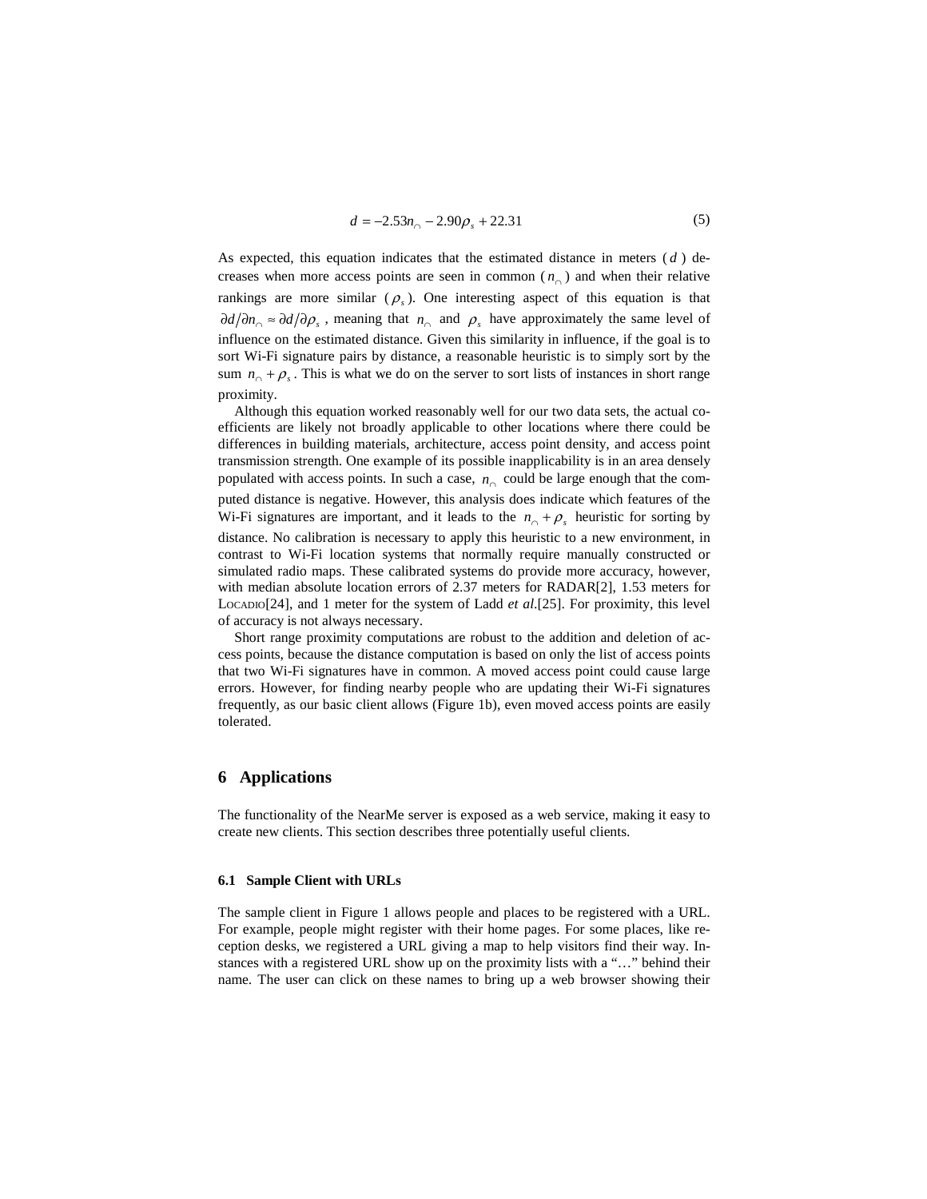$$d = -2.53 n_{\cap} - 2.90 \rho_s + 22.31 \tag{5}$$

As expected, this equation indicates that the estimated distance in meters ($d$) decreases when more access points are seen in common ($n_{\cap}$) and when their relative rankings are more similar ($\rho_s$). One interesting aspect of this equation is that $\partial d / \partial n_{\cap} \approx \partial d / \partial \rho_s$, meaning that $n_{\cap}$ and $\rho_s$ have approximately the same level of influence on the estimated distance. Given this similarity in influence, if the goal is to sort Wi-Fi signature pairs by distance, a reasonable heuristic is to simply sort by the sum $n_{\cap} + \rho_s$. This is what we do on the server to sort lists of instances in short range proximity.

Although this equation worked reasonably well for our two data sets, the actual coefficients are likely not broadly applicable to other locations where there could be differences in building materials, architecture, access point density, and access point transmission strength. One example of its possible inapplicability is in an area densely populated with access points. In such a case, $n_{\cap}$ could be large enough that the computed distance is negative. However, this analysis does indicate which features of the Wi-Fi signatures are important, and it leads to the $n_{\cap} + \rho_s$ heuristic for sorting by distance. No calibration is necessary to apply this heuristic to a new environment, in contrast to Wi-Fi location systems that normally require manually constructed or simulated radio maps. These calibrated systems do provide more accuracy, however, with median absolute location errors of 2.37 meters for RADAR[2], 1.53 meters for LOCADIO[24], and 1 meter for the system of Ladd *et al.*[25]. For proximity, this level of accuracy is not always necessary.

Short range proximity computations are robust to the addition and deletion of access points, because the distance computation is based on only the list of access points that two Wi-Fi signatures have in common. A moved access point could cause large errors. However, for finding nearby people who are updating their Wi-Fi signatures frequently, as our basic client allows (Figure 1b), even moved access points are easily tolerated.

## 6 Applications

The functionality of the NearMe server is exposed as a web service, making it easy to create new clients. This section describes three potentially useful clients.

### 6.1 Sample Client with URLs

The sample client in Figure 1 allows people and places to be registered with a URL. For example, people might register with their home pages. For some places, like reception desks, we registered a URL giving a map to help visitors find their way. Instances with a registered URL show up on the proximity lists with a "…" behind their name. The user can click on these names to bring up a web browser showing their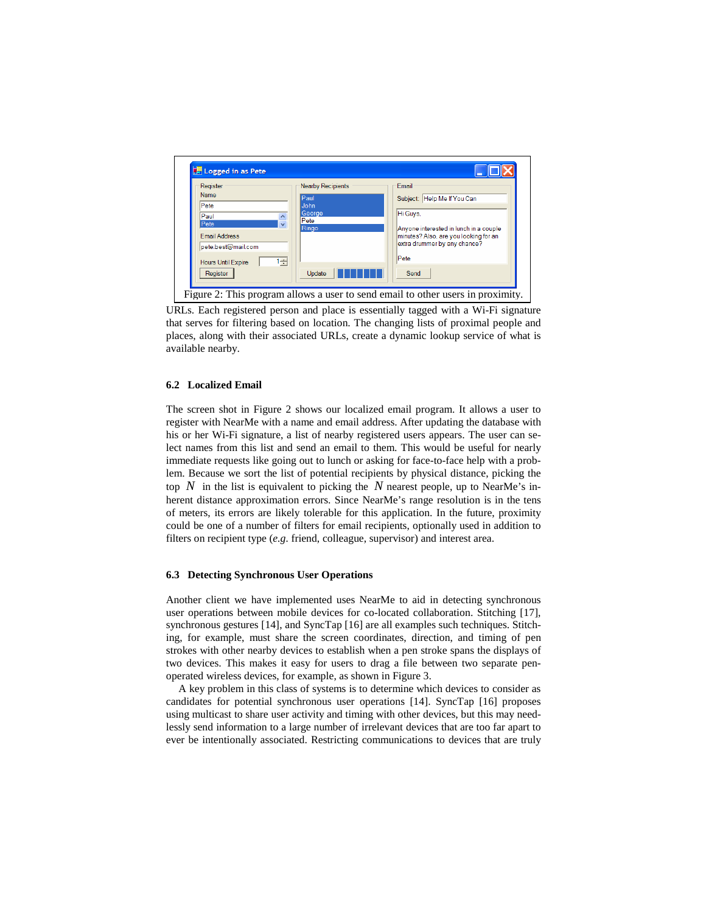Figure 2: This program allows a user to send email to other users in proximity.

URLs. Each registered person and place is essentially tagged with a Wi-Fi signature that serves for filtering based on location. The changing lists of proximal people and places, along with their associated URLs, create a dynamic lookup service of what is available nearby.

### 6.2 Localized Email

The screen shot in Figure 2 shows our localized email program. It allows a user to register with NearMe with a name and email address. After updating the database with his or her Wi-Fi signature, a list of nearby registered users appears. The user can select names from this list and send an email to them. This would be useful for nearly immediate requests like going out to lunch or asking for face-to-face help with a problem. Because we sort the list of potential recipients by physical distance, picking the top $N$ in the list is equivalent to picking the $N$ nearest people, up to NearMe's inherent distance approximation errors. Since NearMe's range resolution is in the tens of meters, its errors are likely tolerable for this application. In the future, proximity could be one of a number of filters for email recipients, optionally used in addition to filters on recipient type (*e.g.* friend, colleague, supervisor) and interest area.

### 6.3 Detecting Synchronous User Operations

Another client we have implemented uses NearMe to aid in detecting synchronous user operations between mobile devices for co-located collaboration. Stitching [17], synchronous gestures [14], and SyncTap [16] are all examples such techniques. Stitching, for example, must share the screen coordinates, direction, and timing of pen strokes with other nearby devices to establish when a pen stroke spans the displays of two devices. This makes it easy for users to drag a file between two separate pen-operated wireless devices, for example, as shown in Figure 3.

A key problem in this class of systems is to determine which devices to consider as candidates for potential synchronous user operations [14]. SyncTap [16] proposes using multicast to share user activity and timing with other devices, but this may needlessly send information to a large number of irrelevant devices that are too far apart to ever be intentionally associated. Restricting communications to devices that are truly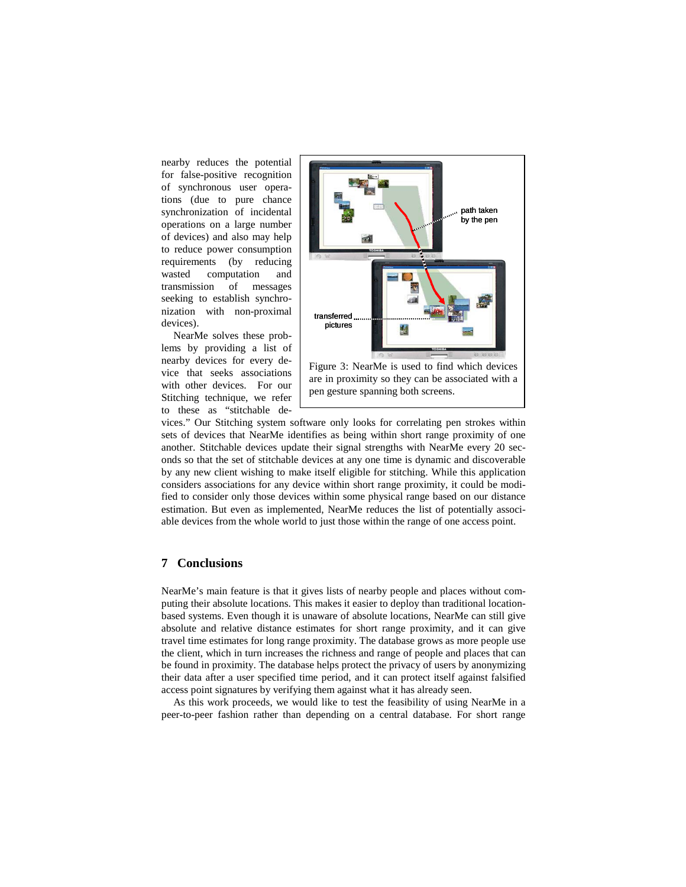nearby reduces the potential for false-positive recognition of synchronous user operations (due to pure chance synchronization of incidental operations on a large number of devices) and also may help to reduce power consumption requirements (by reducing wasted computation and transmission of messages seeking to establish synchronization with non-proximal devices).

NearMe solves these problems by providing a list of nearby devices for every device that seeks associations with other devices. For our Stitching technique, we refer to these as "stitchable devices." Our Stitching system software only looks for correlating pen strokes within sets of devices that NearMe identifies as being within short range proximity of one another. Stitchable devices update their signal strengths with NearMe every 20 seconds so that the set of stitchable devices at any one time is dynamic and discoverable by any new client wishing to make itself eligible for stitching. While this application considers associations for any device within short range proximity, it could be modified to consider only those devices within some physical range based on our distance estimation. But even as implemented, NearMe reduces the list of potentially associable devices from the whole world to just those within the range of one access point.

Figure 3: NearMe is used to find which devices are in proximity so they can be associated with a pen gesture spanning both screens.

## 7 Conclusions

NearMe's main feature is that it gives lists of nearby people and places without computing their absolute locations. This makes it easier to deploy than traditional location-based systems. Even though it is unaware of absolute locations, NearMe can still give absolute and relative distance estimates for short range proximity, and it can give travel time estimates for long range proximity. The database grows as more people use the client, which in turn increases the richness and range of people and places that can be found in proximity. The database helps protect the privacy of users by anonymizing their data after a user specified time period, and it can protect itself against falsified access point signatures by verifying them against what it has already seen.

As this work proceeds, we would like to test the feasibility of using NearMe in a peer-to-peer fashion rather than depending on a central database. For short range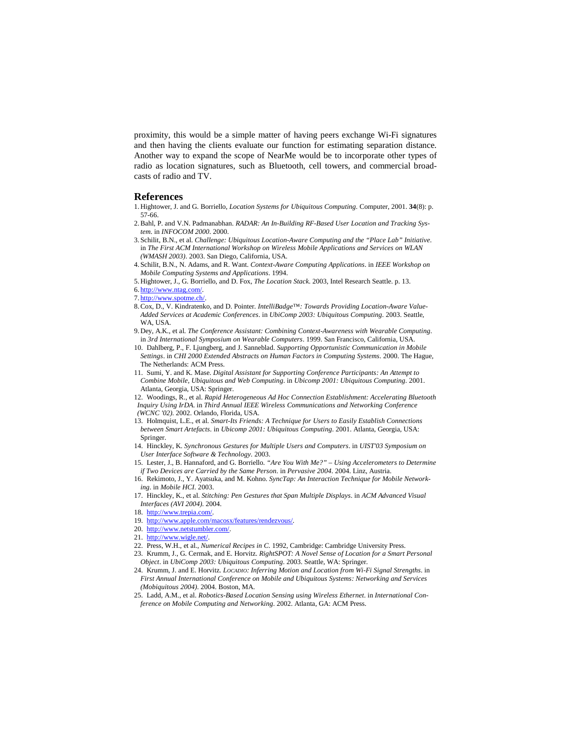proximity, this would be a simple matter of having peers exchange Wi-Fi signatures and then having the clients evaluate our function for estimating separation distance. Another way to expand the scope of NearMe would be to incorporate other types of radio as location signatures, such as Bluetooth, cell towers, and commercial broadcasts of radio and TV.

## References

1. Hightower, J. and G. Borriello, *Location Systems for Ubiquitous Computing*. Computer, 2001. **34**(8): p. 57-66.
2. Bahl, P. and V.N. Padmanabhan. *RADAR: An In-Building RF-Based User Location and Tracking System*. in *INFOCOM 2000*. 2000.
3. Schilit, B.N., et al. *Challenge: Ubiquitous Location-Aware Computing and the "Place Lab" Initiative*. in *The First ACM International Workshop on Wireless Mobile Applications and Services on WLAN (WMASH 2003)*. 2003. San Diego, California, USA.
4. Schilit, B.N., N. Adams, and R. Want. *Context-Aware Computing Applications*. in *IEEE Workshop on Mobile Computing Systems and Applications*. 1994.
5. Hightower, J., G. Borriello, and D. Fox, *The Location Stack*. 2003, Intel Research Seattle. p. 13.
6. http://www.ntag.com/.
7. http://www.spotme.ch/.
8. Cox, D., V. Kindratenko, and D. Pointer. *IntelliBadge™: Towards Providing Location-Aware Value-Added Services at Academic Conferences*. in *UbiComp 2003: Ubiquitous Computing*. 2003. Seattle, WA, USA.
9. Dey, A.K., et al. *The Conference Assistant: Combining Context-Awareness with Wearable Computing*. in *3rd International Symposium on Wearable Computers*. 1999. San Francisco, California, USA.
10. Dahlberg, P., F. Ljungberg, and J. Sanneblad. *Supporting Opportunistic Communication in Mobile Settings*. in *CHI 2000 Extended Abstracts on Human Factors in Computing Systems*. 2000. The Hague, The Netherlands: ACM Press.
11. Sumi, Y. and K. Mase. *Digital Assistant for Supporting Conference Participants: An Attempt to Combine Mobile, Ubiquitous and Web Computing*. in *Ubicomp 2001: Ubiquitous Computing*. 2001. Atlanta, Georgia, USA: Springer.
12. Woodings, R., et al. *Rapid Heterogeneous Ad Hoc Connection Establishment: Accelerating Bluetooth Inquiry Using IrDA*. in *Third Annual IEEE Wireless Communications and Networking Conference (WCNC '02)*. 2002. Orlando, Florida, USA.
13. Holmquist, L.E., et al. *Smart-Its Friends: A Technique for Users to Easily Establish Connections between Smart Artefacts*. in *Ubicomp 2001: Ubiquitous Computing*. 2001. Atlanta, Georgia, USA: Springer.
14. Hinckley, K. *Synchronous Gestures for Multiple Users and Computers*. in *UIST'03 Symposium on User Interface Software & Technology*. 2003.
15. Lester, J., B. Hannaford, and G. Borriello. *"Are You With Me?" – Using Accelerometers to Determine if Two Devices are Carried by the Same Person*. in *Pervasive 2004*. 2004. Linz, Austria.
16. Rekimoto, J., Y. Ayatsuka, and M. Kohno. *SyncTap: An Interaction Technique for Mobile Networking*. in *Mobile HCI*. 2003.
17. Hinckley, K., et al. *Stitching: Pen Gestures that Span Multiple Displays*. in *ACM Advanced Visual Interfaces (AVI 2004)*. 2004.
18. http://www.trepia.com/.
19. http://www.apple.com/macosx/features/rendezvous/.
20. http://www.netstumbler.com/.
21. http://www.wigle.net/.
22. Press, W.H., et al., *Numerical Recipes in C*. 1992, Cambridge: Cambridge University Press.
23. Krumm, J., G. Cermak, and E. Horvitz. *RightSPOT: A Novel Sense of Location for a Smart Personal Object*. in *UbiComp 2003: Ubiquitous Computing*. 2003. Seattle, WA: Springer.
24. Krumm, J. and E. Horvitz. *LOCADIO: Inferring Motion and Location from Wi-Fi Signal Strengths*. in *First Annual International Conference on Mobile and Ubiquitous Systems: Networking and Services (Mobiquitous 2004)*. 2004. Boston, MA.
25. Ladd, A.M., et al. *Robotics-Based Location Sensing using Wireless Ethernet*. in *International Conference on Mobile Computing and Networking*. 2002. Atlanta, GA: ACM Press.